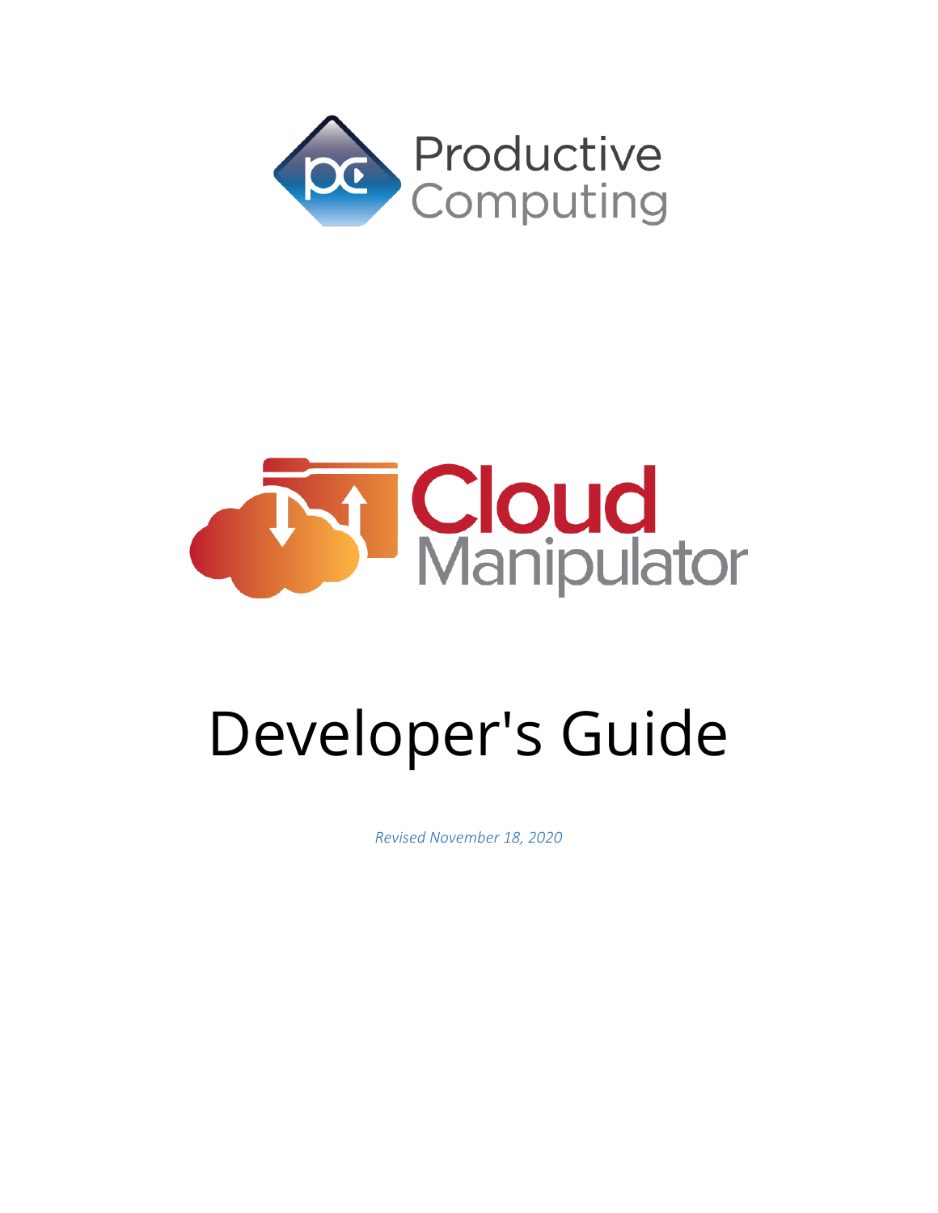Productive Computing

Cloud Manipulator

# Developer's Guide

*Revised November 18, 2020*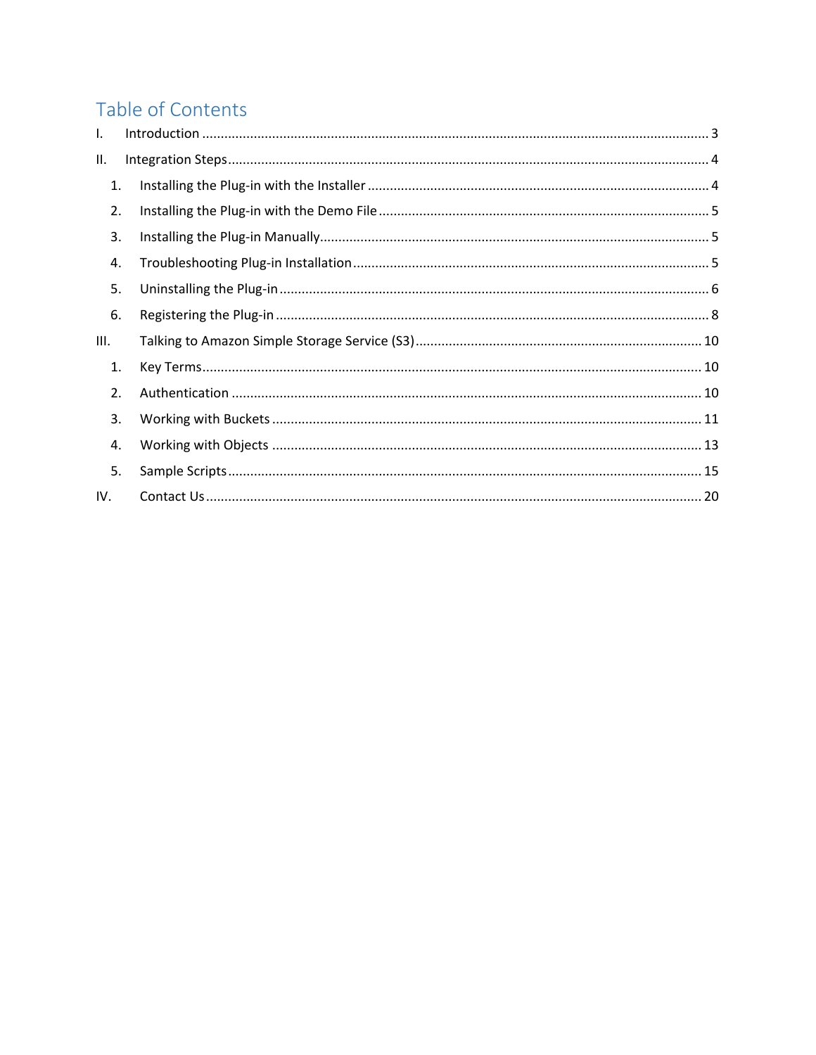# Table of Contents

- I. Introduction ........ 3
- II. Integration Steps ........ 4
  1. Installing the Plug-in with the Installer ........ 4
  2. Installing the Plug-in with the Demo File ........ 5
  3. Installing the Plug-in Manually ........ 5
  4. Troubleshooting Plug-in Installation ........ 5
  5. Uninstalling the Plug-in ........ 6
  6. Registering the Plug-in ........ 8
- III. Talking to Amazon Simple Storage Service (S3) ........ 10
  1. Key Terms ........ 10
  2. Authentication ........ 10
  3. Working with Buckets ........ 11
  4. Working with Objects ........ 13
  5. Sample Scripts ........ 15
- IV. Contact Us ........ 20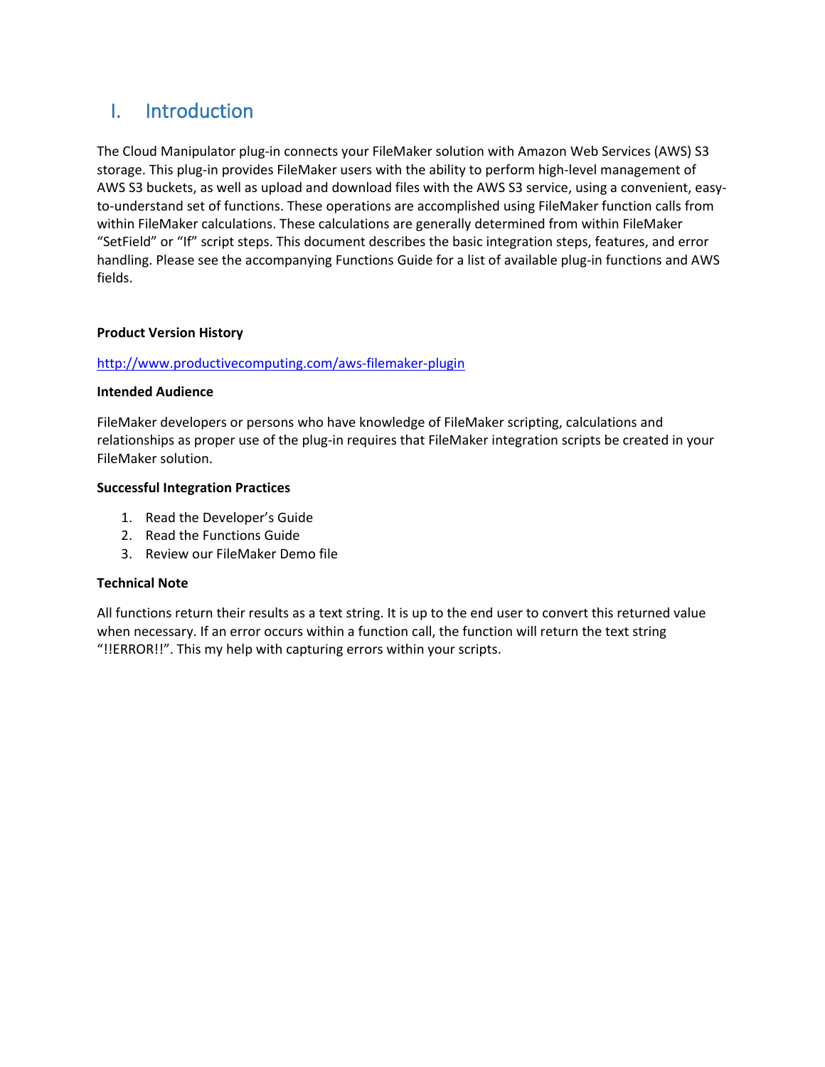# I. Introduction

The Cloud Manipulator plug-in connects your FileMaker solution with Amazon Web Services (AWS) S3 storage. This plug-in provides FileMaker users with the ability to perform high-level management of AWS S3 buckets, as well as upload and download files with the AWS S3 service, using a convenient, easy-to-understand set of functions. These operations are accomplished using FileMaker function calls from within FileMaker calculations. These calculations are generally determined from within FileMaker "SetField" or "If" script steps. This document describes the basic integration steps, features, and error handling. Please see the accompanying Functions Guide for a list of available plug-in functions and AWS fields.

**Product Version History**

[http://www.productivecomputing.com/aws-filemaker-plugin](http://www.productivecomputing.com/aws-filemaker-plugin)

**Intended Audience**

FileMaker developers or persons who have knowledge of FileMaker scripting, calculations and relationships as proper use of the plug-in requires that FileMaker integration scripts be created in your FileMaker solution.

**Successful Integration Practices**

1. Read the Developer's Guide
2. Read the Functions Guide
3. Review our FileMaker Demo file

**Technical Note**

All functions return their results as a text string. It is up to the end user to convert this returned value when necessary. If an error occurs within a function call, the function will return the text string "!!ERROR!!". This my help with capturing errors within your scripts.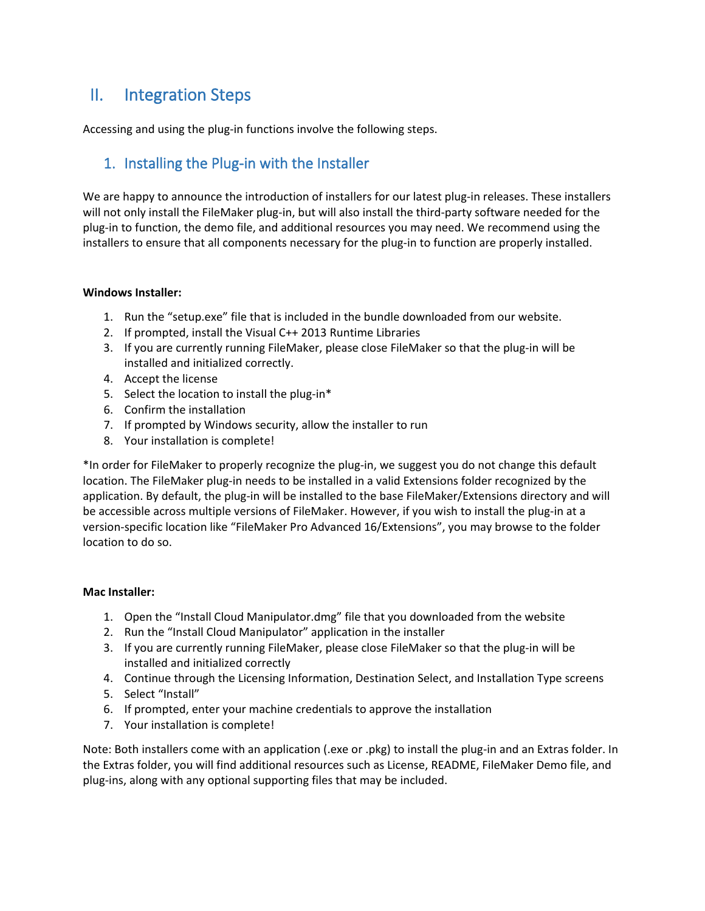## II. Integration Steps

Accessing and using the plug-in functions involve the following steps.

### 1. Installing the Plug-in with the Installer

We are happy to announce the introduction of installers for our latest plug-in releases. These installers will not only install the FileMaker plug-in, but will also install the third-party software needed for the plug-in to function, the demo file, and additional resources you may need. We recommend using the installers to ensure that all components necessary for the plug-in to function are properly installed.

**Windows Installer:**

1. Run the “setup.exe” file that is included in the bundle downloaded from our website.
2. If prompted, install the Visual C++ 2013 Runtime Libraries
3. If you are currently running FileMaker, please close FileMaker so that the plug-in will be installed and initialized correctly.
4. Accept the license
5. Select the location to install the plug-in*
6. Confirm the installation
7. If prompted by Windows security, allow the installer to run
8. Your installation is complete!

*In order for FileMaker to properly recognize the plug-in, we suggest you do not change this default location. The FileMaker plug-in needs to be installed in a valid Extensions folder recognized by the application. By default, the plug-in will be installed to the base FileMaker/Extensions directory and will be accessible across multiple versions of FileMaker. However, if you wish to install the plug-in at a version-specific location like “FileMaker Pro Advanced 16/Extensions”, you may browse to the folder location to do so.

**Mac Installer:**

1. Open the “Install Cloud Manipulator.dmg” file that you downloaded from the website
2. Run the “Install Cloud Manipulator” application in the installer
3. If you are currently running FileMaker, please close FileMaker so that the plug-in will be installed and initialized correctly
4. Continue through the Licensing Information, Destination Select, and Installation Type screens
5. Select “Install”
6. If prompted, enter your machine credentials to approve the installation
7. Your installation is complete!

Note: Both installers come with an application (.exe or .pkg) to install the plug-in and an Extras folder. In the Extras folder, you will find additional resources such as License, README, FileMaker Demo file, and plug-ins, along with any optional supporting files that may be included.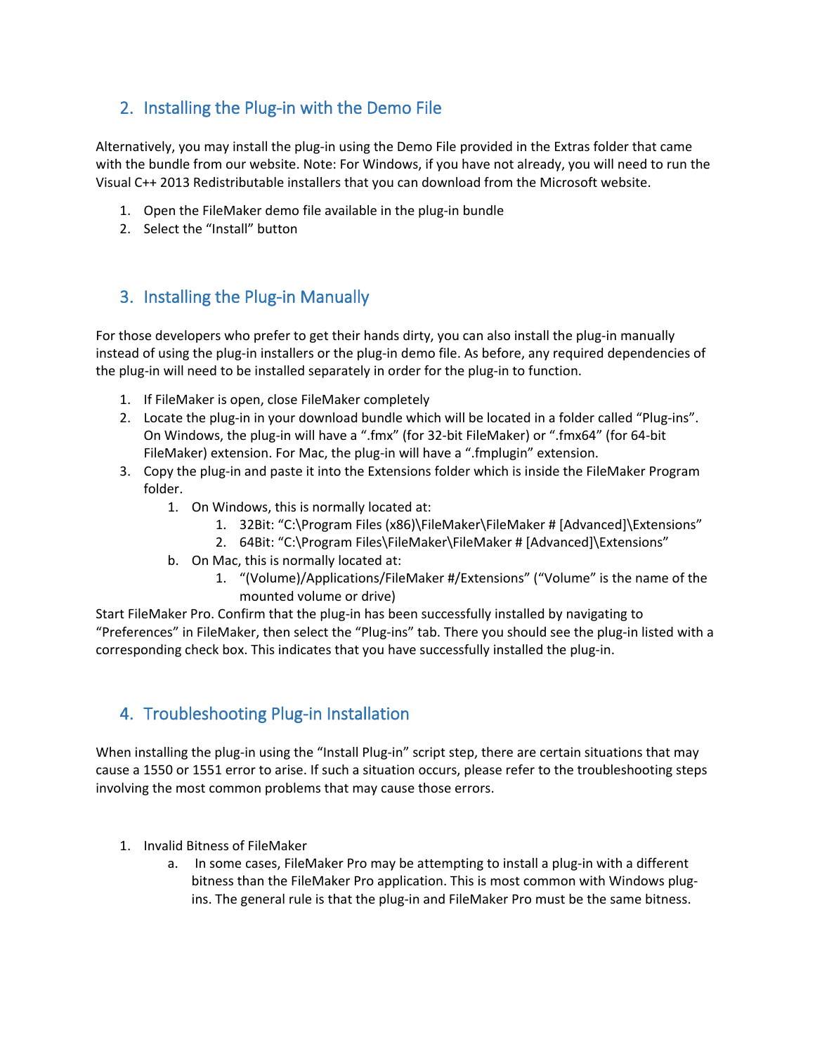## 2. Installing the Plug-in with the Demo File

Alternatively, you may install the plug-in using the Demo File provided in the Extras folder that came with the bundle from our website. Note: For Windows, if you have not already, you will need to run the Visual C++ 2013 Redistributable installers that you can download from the Microsoft website.

1. Open the FileMaker demo file available in the plug-in bundle
2. Select the "Install" button

## 3. Installing the Plug-in Manually

For those developers who prefer to get their hands dirty, you can also install the plug-in manually instead of using the plug-in installers or the plug-in demo file. As before, any required dependencies of the plug-in will need to be installed separately in order for the plug-in to function.

1. If FileMaker is open, close FileMaker completely
2. Locate the plug-in in your download bundle which will be located in a folder called "Plug-ins". On Windows, the plug-in will have a ".fmx" (for 32-bit FileMaker) or ".fmx64" (for 64-bit FileMaker) extension. For Mac, the plug-in will have a ".fmplugin" extension.
3. Copy the plug-in and paste it into the Extensions folder which is inside the FileMaker Program folder.
    1. On Windows, this is normally located at:
        1. 32Bit: "C:\Program Files (x86)\FileMaker\FileMaker # [Advanced]\Extensions"
        2. 64Bit: "C:\Program Files\FileMaker\FileMaker # [Advanced]\Extensions"
    
    b. On Mac, this is normally located at:
        1. "(Volume)/Applications/FileMaker #/Extensions" ("Volume" is the name of the mounted volume or drive)

Start FileMaker Pro. Confirm that the plug-in has been successfully installed by navigating to "Preferences" in FileMaker, then select the "Plug-ins" tab. There you should see the plug-in listed with a corresponding check box. This indicates that you have successfully installed the plug-in.

## 4. Troubleshooting Plug-in Installation

When installing the plug-in using the "Install Plug-in" script step, there are certain situations that may cause a 1550 or 1551 error to arise. If such a situation occurs, please refer to the troubleshooting steps involving the most common problems that may cause those errors.

1. Invalid Bitness of FileMaker
    a. In some cases, FileMaker Pro may be attempting to install a plug-in with a different bitness than the FileMaker Pro application. This is most common with Windows plug-ins. The general rule is that the plug-in and FileMaker Pro must be the same bitness.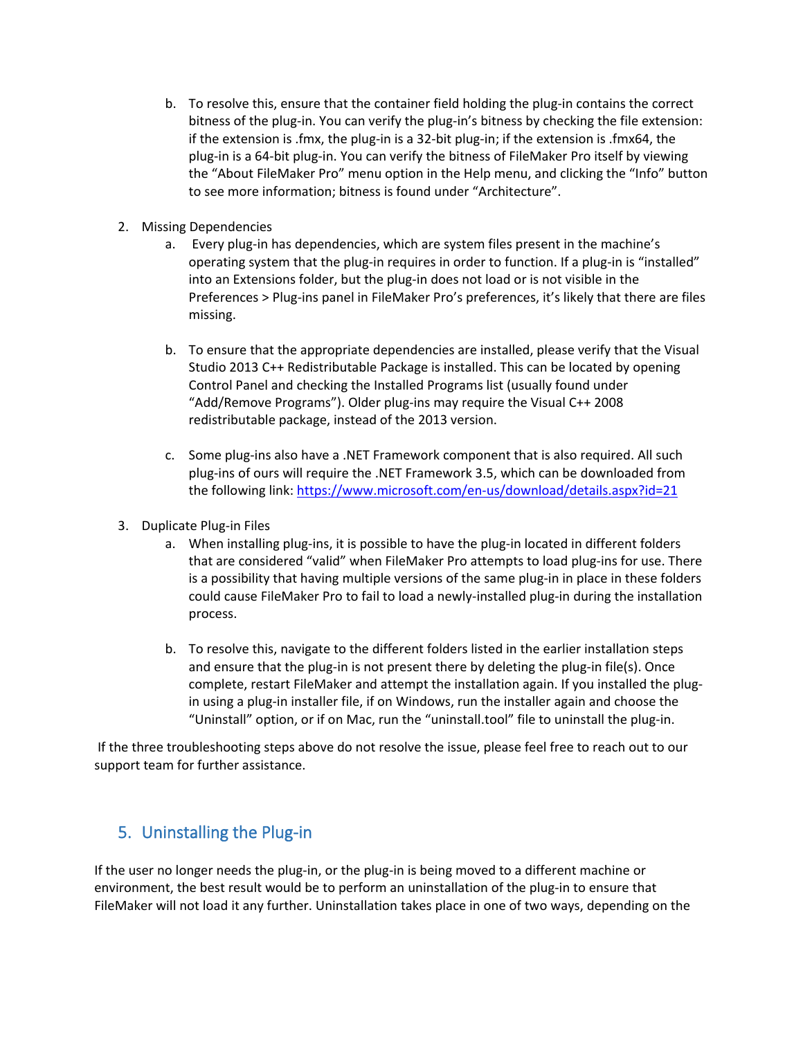b. To resolve this, ensure that the container field holding the plug-in contains the correct bitness of the plug-in. You can verify the plug-in's bitness by checking the file extension: if the extension is .fmx, the plug-in is a 32-bit plug-in; if the extension is .fmx64, the plug-in is a 64-bit plug-in. You can verify the bitness of FileMaker Pro itself by viewing the "About FileMaker Pro" menu option in the Help menu, and clicking the "Info" button to see more information; bitness is found under "Architecture".

2. Missing Dependencies
   a. Every plug-in has dependencies, which are system files present in the machine's operating system that the plug-in requires in order to function. If a plug-in is "installed" into an Extensions folder, but the plug-in does not load or is not visible in the Preferences > Plug-ins panel in FileMaker Pro's preferences, it's likely that there are files missing.

   b. To ensure that the appropriate dependencies are installed, please verify that the Visual Studio 2013 C++ Redistributable Package is installed. This can be located by opening Control Panel and checking the Installed Programs list (usually found under "Add/Remove Programs"). Older plug-ins may require the Visual C++ 2008 redistributable package, instead of the 2013 version.

   c. Some plug-ins also have a .NET Framework component that is also required. All such plug-ins of ours will require the .NET Framework 3.5, which can be downloaded from the following link: [https://www.microsoft.com/en-us/download/details.aspx?id=21](https://www.microsoft.com/en-us/download/details.aspx?id=21)

3. Duplicate Plug-in Files
   a. When installing plug-ins, it is possible to have the plug-in located in different folders that are considered "valid" when FileMaker Pro attempts to load plug-ins for use. There is a possibility that having multiple versions of the same plug-in in place in these folders could cause FileMaker Pro to fail to load a newly-installed plug-in during the installation process.

   b. To resolve this, navigate to the different folders listed in the earlier installation steps and ensure that the plug-in is not present there by deleting the plug-in file(s). Once complete, restart FileMaker and attempt the installation again. If you installed the plug-in using a plug-in installer file, if on Windows, run the installer again and choose the "Uninstall" option, or if on Mac, run the "uninstall.tool" file to uninstall the plug-in.

If the three troubleshooting steps above do not resolve the issue, please feel free to reach out to our support team for further assistance.

## 5. Uninstalling the Plug-in

If the user no longer needs the plug-in, or the plug-in is being moved to a different machine or environment, the best result would be to perform an uninstallation of the plug-in to ensure that FileMaker will not load it any further. Uninstallation takes place in one of two ways, depending on the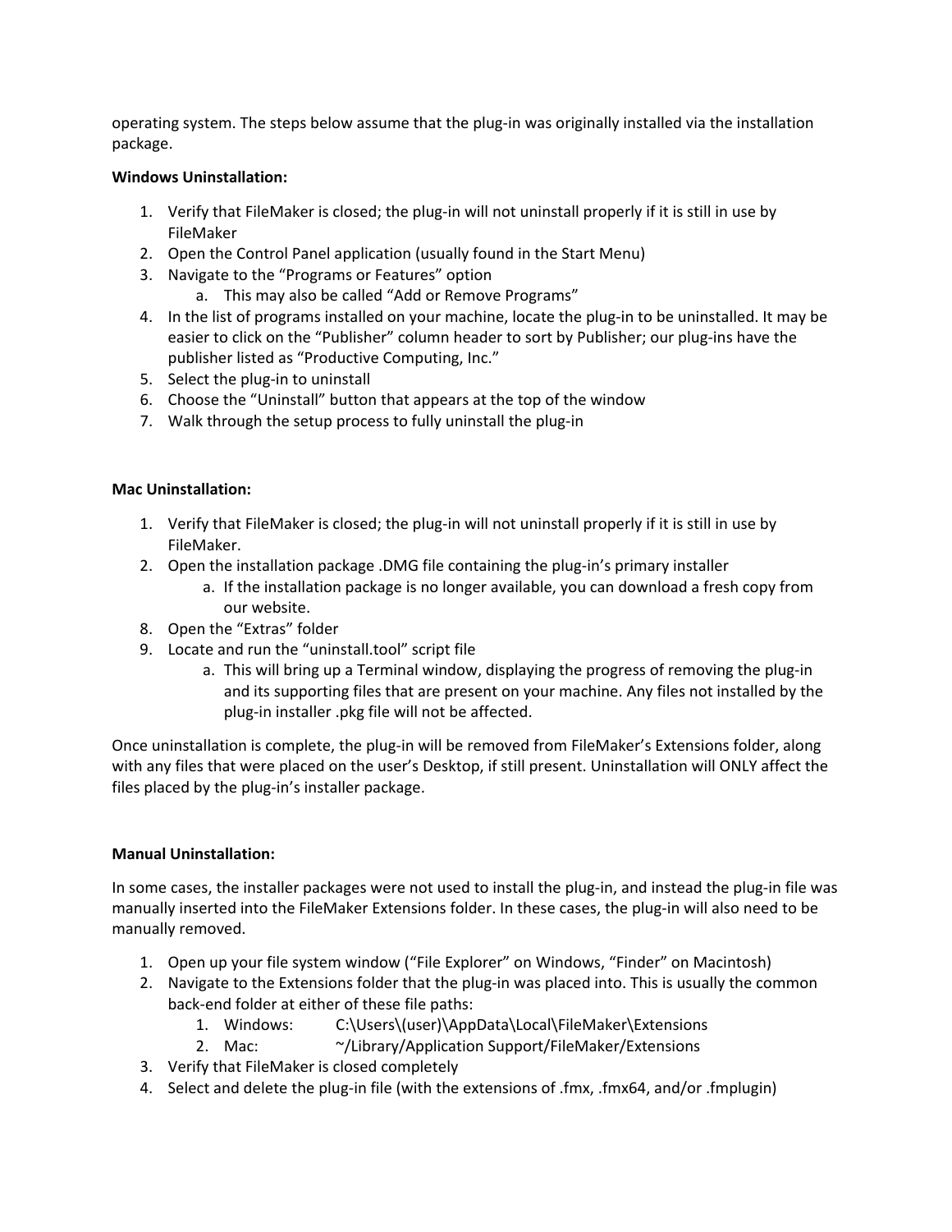operating system. The steps below assume that the plug-in was originally installed via the installation package.

**Windows Uninstallation:**

1. Verify that FileMaker is closed; the plug-in will not uninstall properly if it is still in use by FileMaker
2. Open the Control Panel application (usually found in the Start Menu)
3. Navigate to the "Programs or Features" option
    a. This may also be called "Add or Remove Programs"
4. In the list of programs installed on your machine, locate the plug-in to be uninstalled. It may be easier to click on the "Publisher" column header to sort by Publisher; our plug-ins have the publisher listed as "Productive Computing, Inc."
5. Select the plug-in to uninstall
6. Choose the "Uninstall" button that appears at the top of the window
7. Walk through the setup process to fully uninstall the plug-in

**Mac Uninstallation:**

1. Verify that FileMaker is closed; the plug-in will not uninstall properly if it is still in use by FileMaker.
2. Open the installation package .DMG file containing the plug-in's primary installer
    a. If the installation package is no longer available, you can download a fresh copy from our website.
8. Open the "Extras" folder
9. Locate and run the "uninstall.tool" script file
    a. This will bring up a Terminal window, displaying the progress of removing the plug-in and its supporting files that are present on your machine. Any files not installed by the plug-in installer .pkg file will not be affected.

Once uninstallation is complete, the plug-in will be removed from FileMaker's Extensions folder, along with any files that were placed on the user's Desktop, if still present. Uninstallation will ONLY affect the files placed by the plug-in's installer package.

**Manual Uninstallation:**

In some cases, the installer packages were not used to install the plug-in, and instead the plug-in file was manually inserted into the FileMaker Extensions folder. In these cases, the plug-in will also need to be manually removed.

1. Open up your file system window ("File Explorer" on Windows, "Finder" on Macintosh)
2. Navigate to the Extensions folder that the plug-in was placed into. This is usually the common back-end folder at either of these file paths:
    1. Windows: C:\Users\(user)\AppData\Local\FileMaker\Extensions
    2. Mac: ~/Library/Application Support/FileMaker/Extensions
3. Verify that FileMaker is closed completely
4. Select and delete the plug-in file (with the extensions of .fmx, .fmx64, and/or .fmplugin)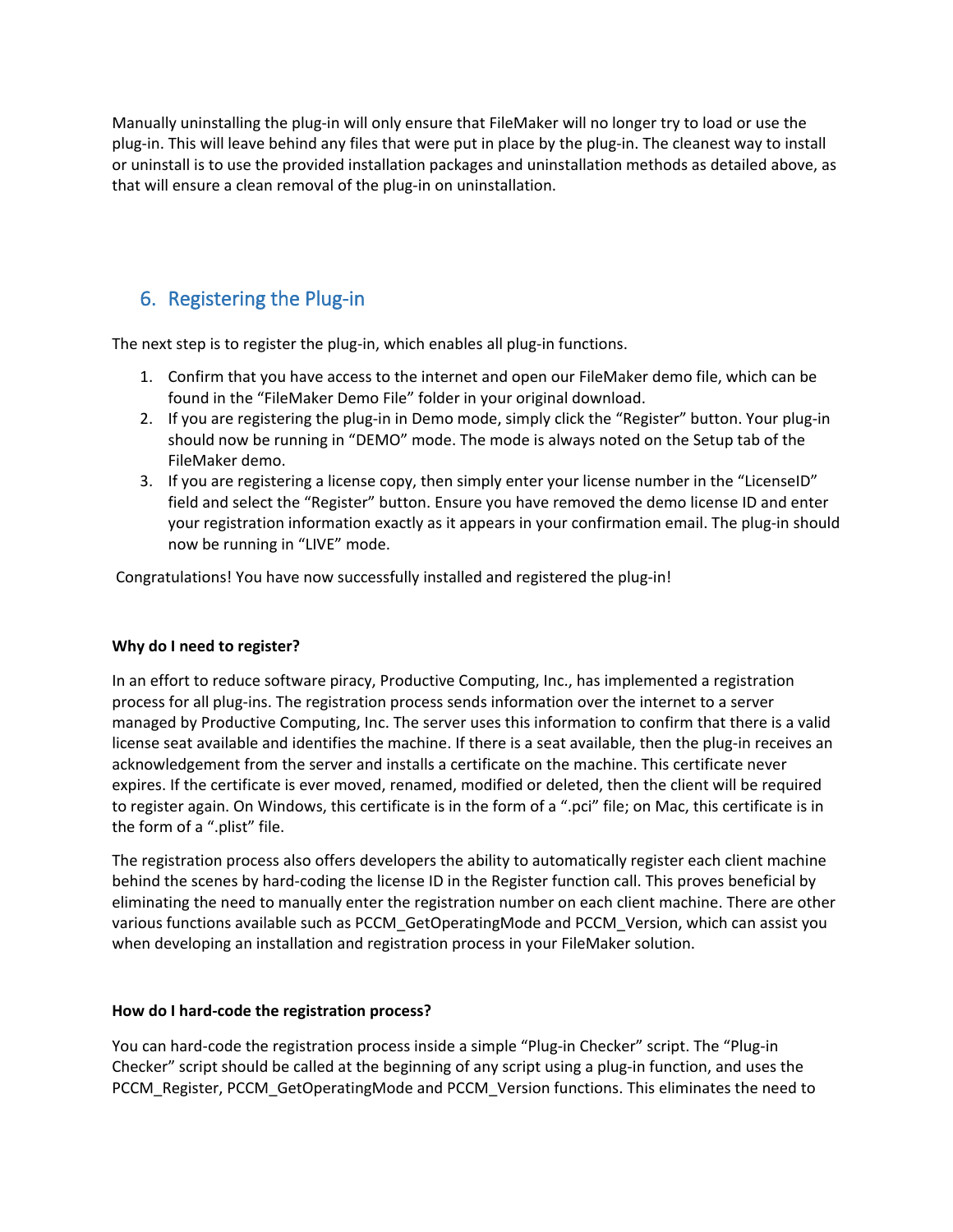Manually uninstalling the plug-in will only ensure that FileMaker will no longer try to load or use the plug-in. This will leave behind any files that were put in place by the plug-in. The cleanest way to install or uninstall is to use the provided installation packages and uninstallation methods as detailed above, as that will ensure a clean removal of the plug-in on uninstallation.

## 6. Registering the Plug-in

The next step is to register the plug-in, which enables all plug-in functions.

1. Confirm that you have access to the internet and open our FileMaker demo file, which can be found in the "FileMaker Demo File" folder in your original download.
2. If you are registering the plug-in in Demo mode, simply click the "Register" button. Your plug-in should now be running in "DEMO" mode. The mode is always noted on the Setup tab of the FileMaker demo.
3. If you are registering a license copy, then simply enter your license number in the "LicenseID" field and select the "Register" button. Ensure you have removed the demo license ID and enter your registration information exactly as it appears in your confirmation email. The plug-in should now be running in "LIVE" mode.

Congratulations! You have now successfully installed and registered the plug-in!

**Why do I need to register?**

In an effort to reduce software piracy, Productive Computing, Inc., has implemented a registration process for all plug-ins. The registration process sends information over the internet to a server managed by Productive Computing, Inc. The server uses this information to confirm that there is a valid license seat available and identifies the machine. If there is a seat available, then the plug-in receives an acknowledgement from the server and installs a certificate on the machine. This certificate never expires. If the certificate is ever moved, renamed, modified or deleted, then the client will be required to register again. On Windows, this certificate is in the form of a ".pci" file; on Mac, this certificate is in the form of a ".plist" file.

The registration process also offers developers the ability to automatically register each client machine behind the scenes by hard-coding the license ID in the Register function call. This proves beneficial by eliminating the need to manually enter the registration number on each client machine. There are other various functions available such as PCCM_GetOperatingMode and PCCM_Version, which can assist you when developing an installation and registration process in your FileMaker solution.

**How do I hard-code the registration process?**

You can hard-code the registration process inside a simple "Plug-in Checker" script. The "Plug-in Checker" script should be called at the beginning of any script using a plug-in function, and uses the PCCM_Register, PCCM_GetOperatingMode and PCCM_Version functions. This eliminates the need to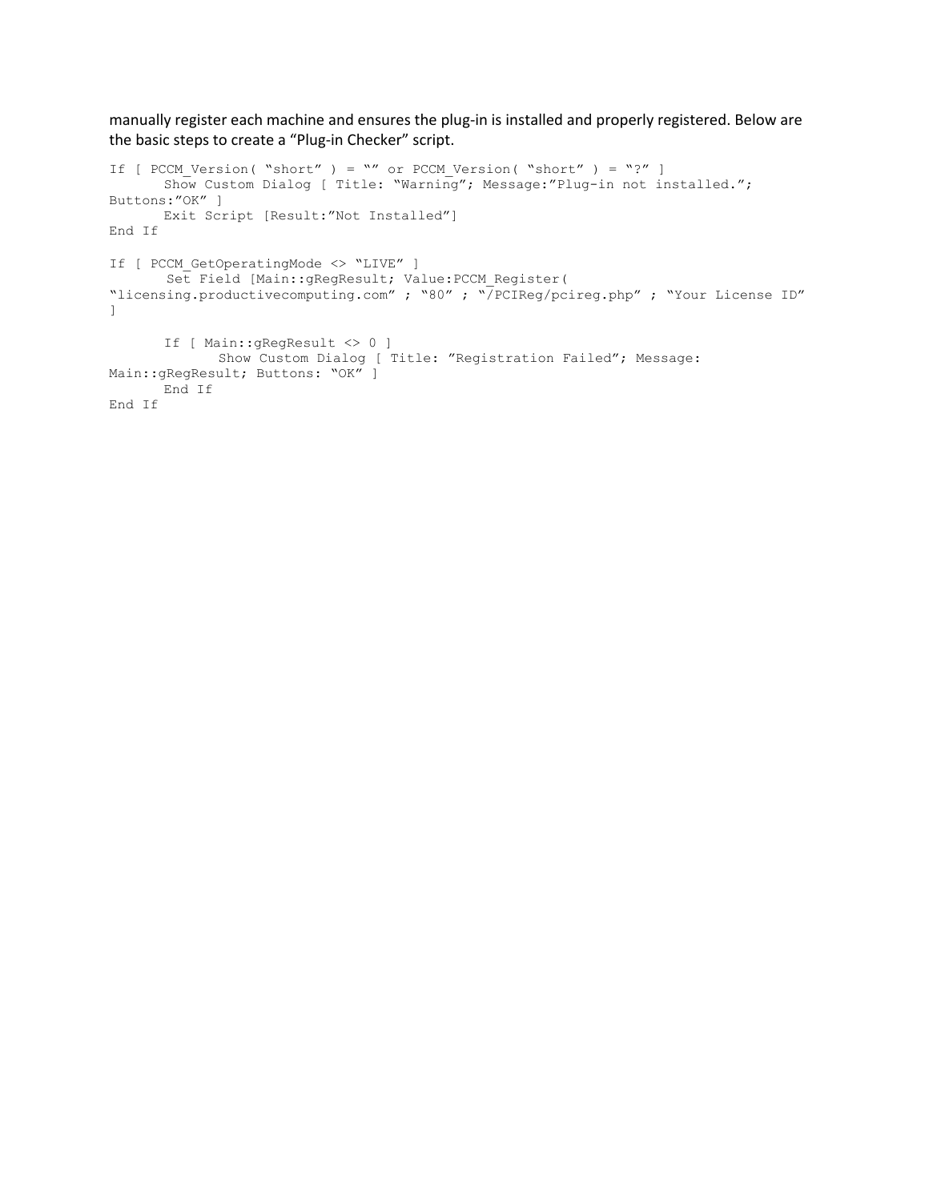manually register each machine and ensures the plug-in is installed and properly registered. Below are the basic steps to create a “Plug-in Checker” script.

```
If [ PCCM_Version( “short” ) = “” or PCCM_Version( “short” ) = “?” ]
       Show Custom Dialog [ Title: “Warning”; Message:”Plug-in not installed.”;
Buttons:”OK” ]
       Exit Script [Result:”Not Installed”]
End If

If [ PCCM_GetOperatingMode <> “LIVE” ]
       Set Field [Main::gRegResult; Value:PCCM_Register(
“licensing.productivecomputing.com” ; “80” ; “/PCIReg/pcireg.php” ; “Your License ID”
]

       If [ Main::gRegResult <> 0 ]
             Show Custom Dialog [ Title: ”Registration Failed”; Message:
Main::gRegResult; Buttons: “OK” ]
       End If
End If
```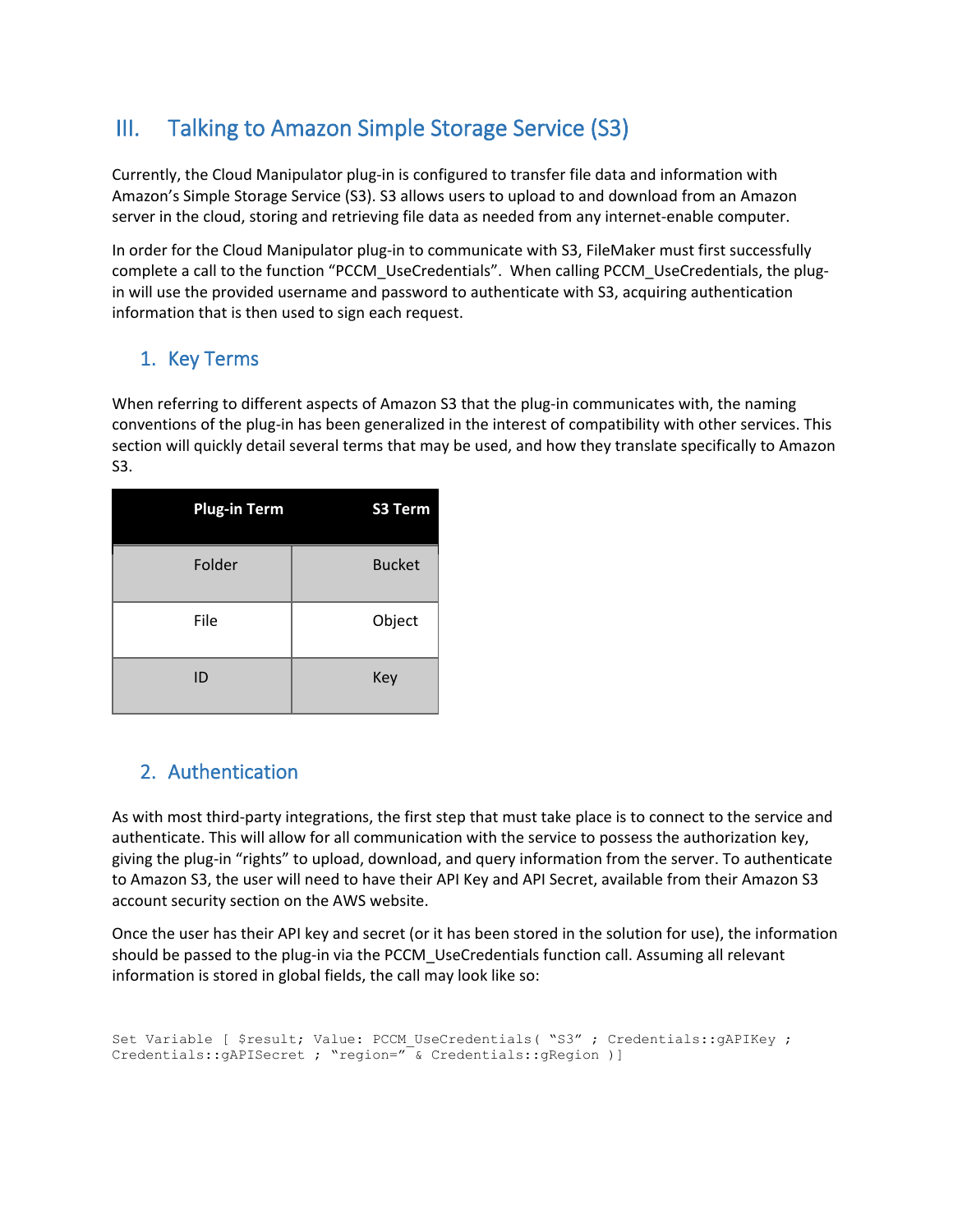# III. Talking to Amazon Simple Storage Service (S3)

Currently, the Cloud Manipulator plug-in is configured to transfer file data and information with Amazon's Simple Storage Service (S3). S3 allows users to upload to and download from an Amazon server in the cloud, storing and retrieving file data as needed from any internet-enable computer.

In order for the Cloud Manipulator plug-in to communicate with S3, FileMaker must first successfully complete a call to the function "PCCM_UseCredentials". When calling PCCM_UseCredentials, the plug-in will use the provided username and password to authenticate with S3, acquiring authentication information that is then used to sign each request.

## 1. Key Terms

When referring to different aspects of Amazon S3 that the plug-in communicates with, the naming conventions of the plug-in has been generalized in the interest of compatibility with other services. This section will quickly detail several terms that may be used, and how they translate specifically to Amazon S3.

| Plug-in Term | S3 Term |
|---|---|
| Folder | Bucket |
| File | Object |
| ID | Key |

## 2. Authentication

As with most third-party integrations, the first step that must take place is to connect to the service and authenticate. This will allow for all communication with the service to possess the authorization key, giving the plug-in "rights" to upload, download, and query information from the server. To authenticate to Amazon S3, the user will need to have their API Key and API Secret, available from their Amazon S3 account security section on the AWS website.

Once the user has their API key and secret (or it has been stored in the solution for use), the information should be passed to the plug-in via the PCCM_UseCredentials function call. Assuming all relevant information is stored in global fields, the call may look like so:

```
Set Variable [ $result; Value: PCCM_UseCredentials( "S3" ; Credentials::gAPIKey ;
Credentials::gAPISecret ; "region=" & Credentials::gRegion )]
```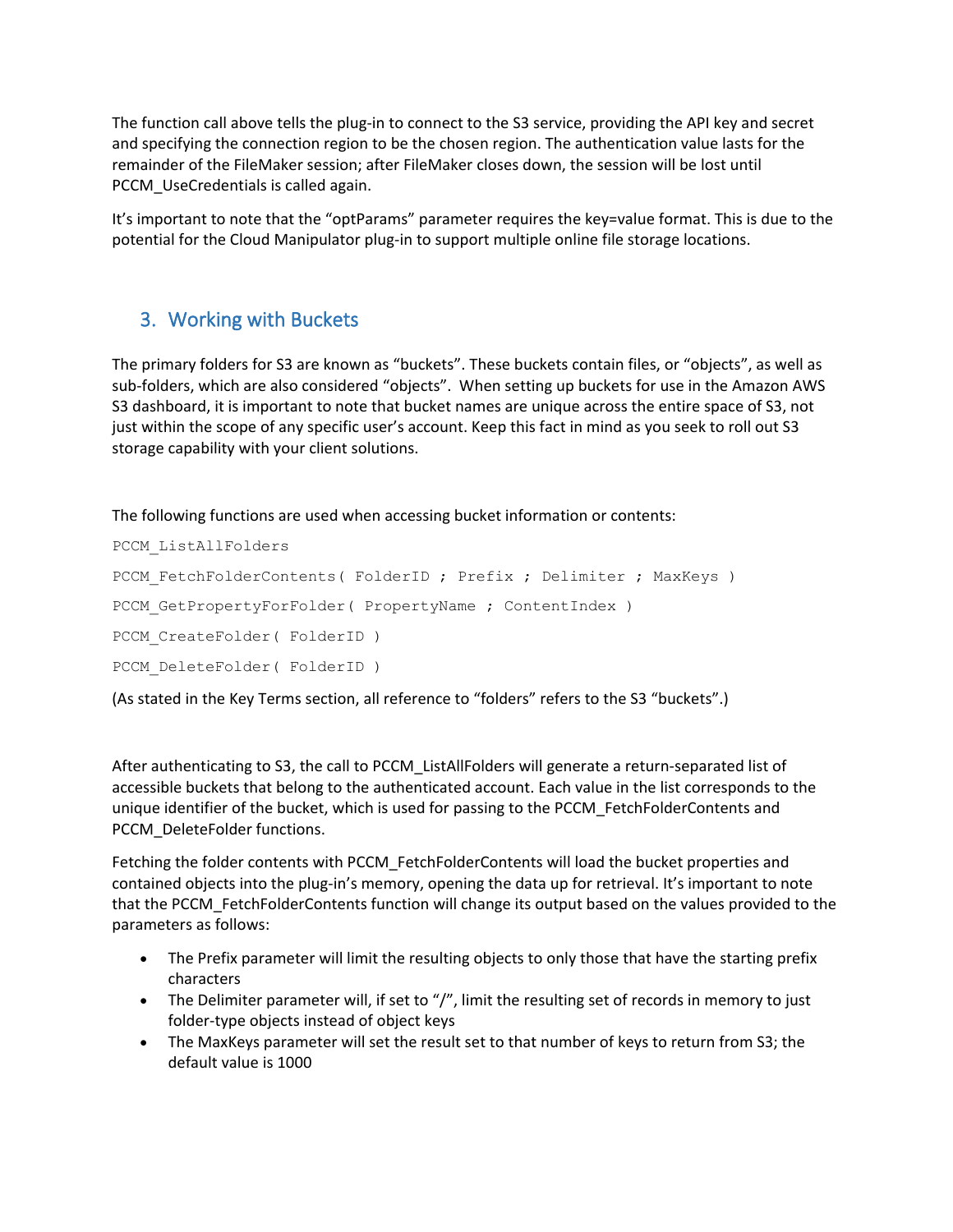The function call above tells the plug-in to connect to the S3 service, providing the API key and secret and specifying the connection region to be the chosen region. The authentication value lasts for the remainder of the FileMaker session; after FileMaker closes down, the session will be lost until PCCM_UseCredentials is called again.

It's important to note that the "optParams" parameter requires the key=value format. This is due to the potential for the Cloud Manipulator plug-in to support multiple online file storage locations.

## 3. Working with Buckets

The primary folders for S3 are known as "buckets". These buckets contain files, or "objects", as well as sub-folders, which are also considered "objects". When setting up buckets for use in the Amazon AWS S3 dashboard, it is important to note that bucket names are unique across the entire space of S3, not just within the scope of any specific user's account. Keep this fact in mind as you seek to roll out S3 storage capability with your client solutions.

The following functions are used when accessing bucket information or contents:

```
PCCM_ListAllFolders
PCCM_FetchFolderContents( FolderID ; Prefix ; Delimiter ; MaxKeys )
PCCM_GetPropertyForFolder( PropertyName ; ContentIndex )
PCCM_CreateFolder( FolderID )
PCCM_DeleteFolder( FolderID )
```

(As stated in the Key Terms section, all reference to "folders" refers to the S3 "buckets".)

After authenticating to S3, the call to PCCM_ListAllFolders will generate a return-separated list of accessible buckets that belong to the authenticated account. Each value in the list corresponds to the unique identifier of the bucket, which is used for passing to the PCCM_FetchFolderContents and PCCM_DeleteFolder functions.

Fetching the folder contents with PCCM_FetchFolderContents will load the bucket properties and contained objects into the plug-in's memory, opening the data up for retrieval. It's important to note that the PCCM_FetchFolderContents function will change its output based on the values provided to the parameters as follows:

- The Prefix parameter will limit the resulting objects to only those that have the starting prefix characters
- The Delimiter parameter will, if set to "/", limit the resulting set of records in memory to just folder-type objects instead of object keys
- The MaxKeys parameter will set the result set to that number of keys to return from S3; the default value is 1000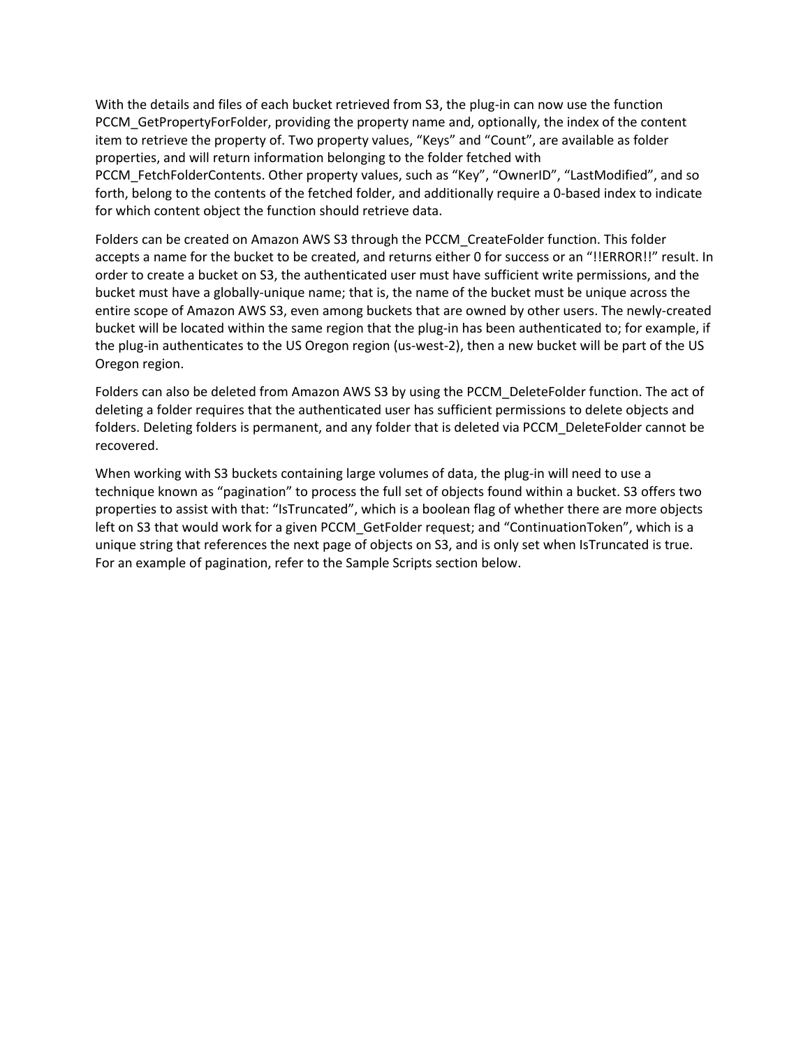With the details and files of each bucket retrieved from S3, the plug-in can now use the function PCCM_GetPropertyForFolder, providing the property name and, optionally, the index of the content item to retrieve the property of. Two property values, “Keys” and “Count”, are available as folder properties, and will return information belonging to the folder fetched with PCCM_FetchFolderContents. Other property values, such as “Key”, “OwnerID”, “LastModified”, and so forth, belong to the contents of the fetched folder, and additionally require a 0-based index to indicate for which content object the function should retrieve data.

Folders can be created on Amazon AWS S3 through the PCCM_CreateFolder function. This folder accepts a name for the bucket to be created, and returns either 0 for success or an “!!ERROR!!” result. In order to create a bucket on S3, the authenticated user must have sufficient write permissions, and the bucket must have a globally-unique name; that is, the name of the bucket must be unique across the entire scope of Amazon AWS S3, even among buckets that are owned by other users. The newly-created bucket will be located within the same region that the plug-in has been authenticated to; for example, if the plug-in authenticates to the US Oregon region (us-west-2), then a new bucket will be part of the US Oregon region.

Folders can also be deleted from Amazon AWS S3 by using the PCCM_DeleteFolder function. The act of deleting a folder requires that the authenticated user has sufficient permissions to delete objects and folders. Deleting folders is permanent, and any folder that is deleted via PCCM_DeleteFolder cannot be recovered.

When working with S3 buckets containing large volumes of data, the plug-in will need to use a technique known as “pagination” to process the full set of objects found within a bucket. S3 offers two properties to assist with that: “IsTruncated”, which is a boolean flag of whether there are more objects left on S3 that would work for a given PCCM_GetFolder request; and “ContinuationToken”, which is a unique string that references the next page of objects on S3, and is only set when IsTruncated is true. For an example of pagination, refer to the Sample Scripts section below.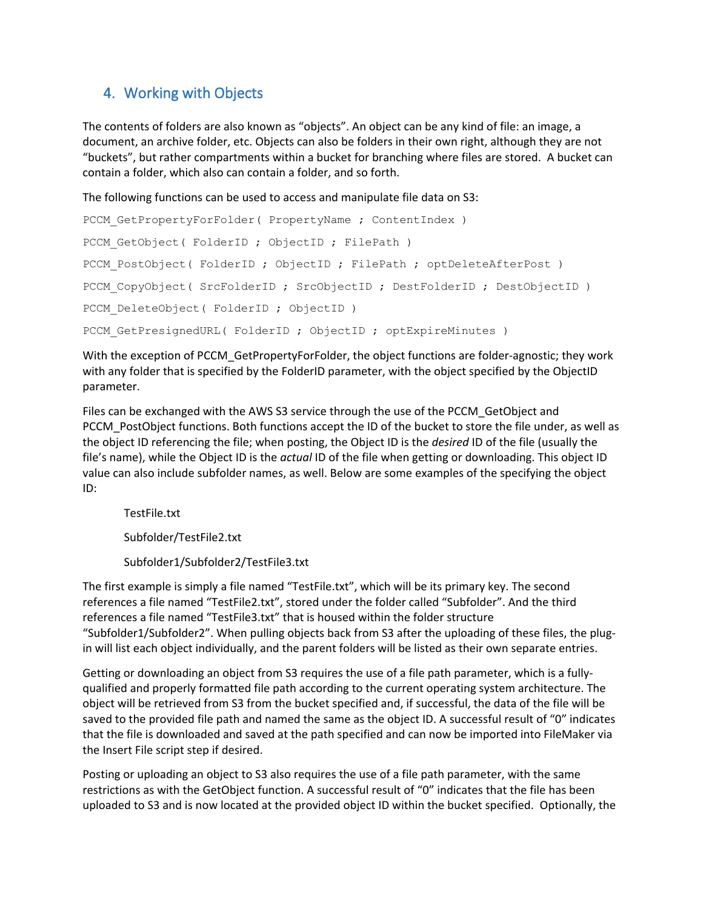## 4. Working with Objects

The contents of folders are also known as "objects". An object can be any kind of file: an image, a document, an archive folder, etc. Objects can also be folders in their own right, although they are not "buckets", but rather compartments within a bucket for branching where files are stored. A bucket can contain a folder, which also can contain a folder, and so forth.

The following functions can be used to access and manipulate file data on S3:

```
PCCM_GetPropertyForFolder( PropertyName ; ContentIndex )

PCCM_GetObject( FolderID ; ObjectID ; FilePath )

PCCM_PostObject( FolderID ; ObjectID ; FilePath ; optDeleteAfterPost )

PCCM_CopyObject( SrcFolderID ; SrcObjectID ; DestFolderID ; DestObjectID )

PCCM_DeleteObject( FolderID ; ObjectID )

PCCM_GetPresignedURL( FolderID ; ObjectID ; optExpireMinutes )
```

With the exception of PCCM_GetPropertyForFolder, the object functions are folder-agnostic; they work with any folder that is specified by the FolderID parameter, with the object specified by the ObjectID parameter.

Files can be exchanged with the AWS S3 service through the use of the PCCM_GetObject and PCCM_PostObject functions. Both functions accept the ID of the bucket to store the file under, as well as the object ID referencing the file; when posting, the Object ID is the *desired* ID of the file (usually the file's name), while the Object ID is the *actual* ID of the file when getting or downloading. This object ID value can also include subfolder names, as well. Below are some examples of the specifying the object ID:

TestFile.txt

Subfolder/TestFile2.txt

Subfolder1/Subfolder2/TestFile3.txt

The first example is simply a file named "TestFile.txt", which will be its primary key. The second references a file named "TestFile2.txt", stored under the folder called "Subfolder". And the third references a file named "TestFile3.txt" that is housed within the folder structure "Subfolder1/Subfolder2". When pulling objects back from S3 after the uploading of these files, the plug-in will list each object individually, and the parent folders will be listed as their own separate entries.

Getting or downloading an object from S3 requires the use of a file path parameter, which is a fully-qualified and properly formatted file path according to the current operating system architecture. The object will be retrieved from S3 from the bucket specified and, if successful, the data of the file will be saved to the provided file path and named the same as the object ID. A successful result of "0" indicates that the file is downloaded and saved at the path specified and can now be imported into FileMaker via the Insert File script step if desired.

Posting or uploading an object to S3 also requires the use of a file path parameter, with the same restrictions as with the GetObject function. A successful result of "0" indicates that the file has been uploaded to S3 and is now located at the provided object ID within the bucket specified. Optionally, the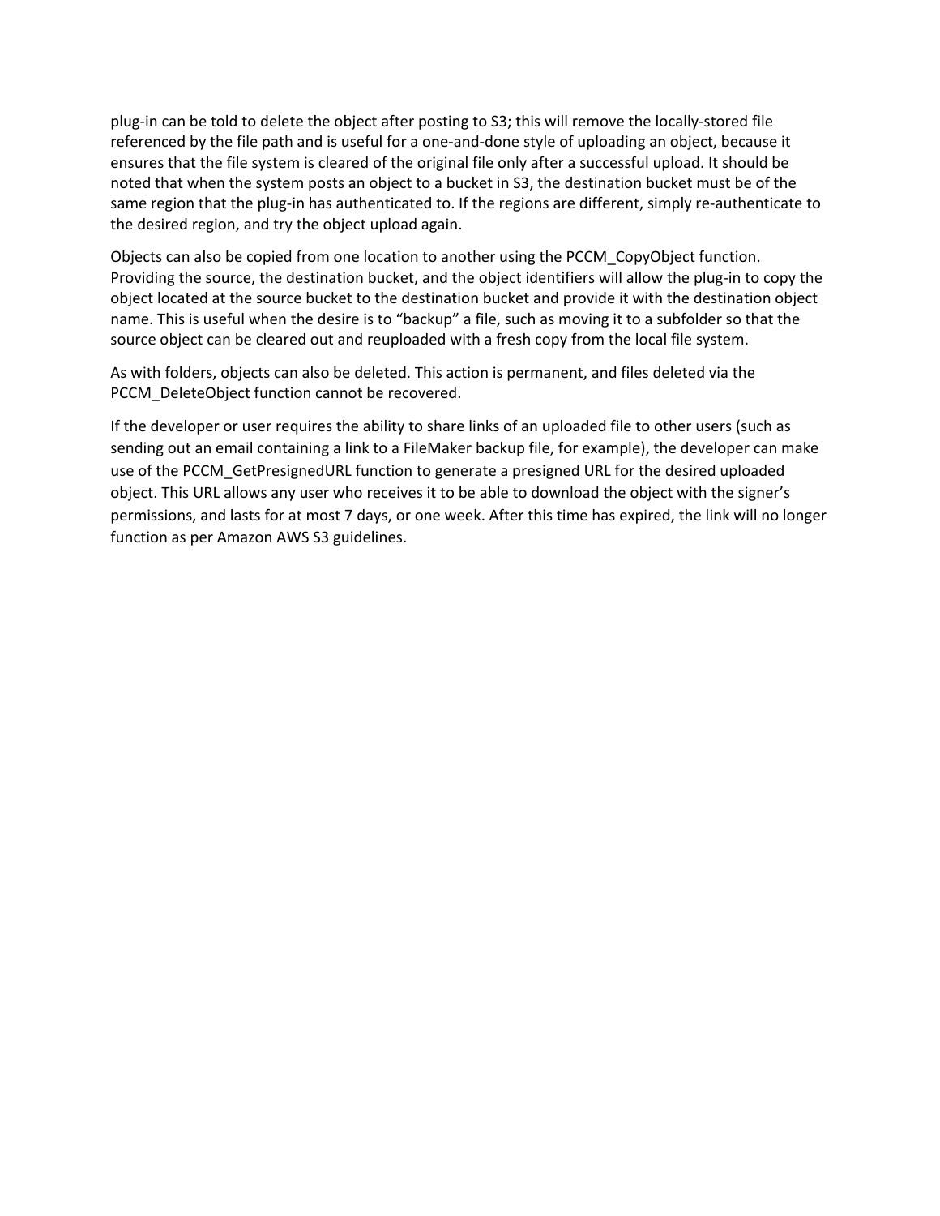plug-in can be told to delete the object after posting to S3; this will remove the locally-stored file referenced by the file path and is useful for a one-and-done style of uploading an object, because it ensures that the file system is cleared of the original file only after a successful upload. It should be noted that when the system posts an object to a bucket in S3, the destination bucket must be of the same region that the plug-in has authenticated to. If the regions are different, simply re-authenticate to the desired region, and try the object upload again.

Objects can also be copied from one location to another using the PCCM_CopyObject function. Providing the source, the destination bucket, and the object identifiers will allow the plug-in to copy the object located at the source bucket to the destination bucket and provide it with the destination object name. This is useful when the desire is to "backup" a file, such as moving it to a subfolder so that the source object can be cleared out and reuploaded with a fresh copy from the local file system.

As with folders, objects can also be deleted. This action is permanent, and files deleted via the PCCM_DeleteObject function cannot be recovered.

If the developer or user requires the ability to share links of an uploaded file to other users (such as sending out an email containing a link to a FileMaker backup file, for example), the developer can make use of the PCCM_GetPresignedURL function to generate a presigned URL for the desired uploaded object. This URL allows any user who receives it to be able to download the object with the signer's permissions, and lasts for at most 7 days, or one week. After this time has expired, the link will no longer function as per Amazon AWS S3 guidelines.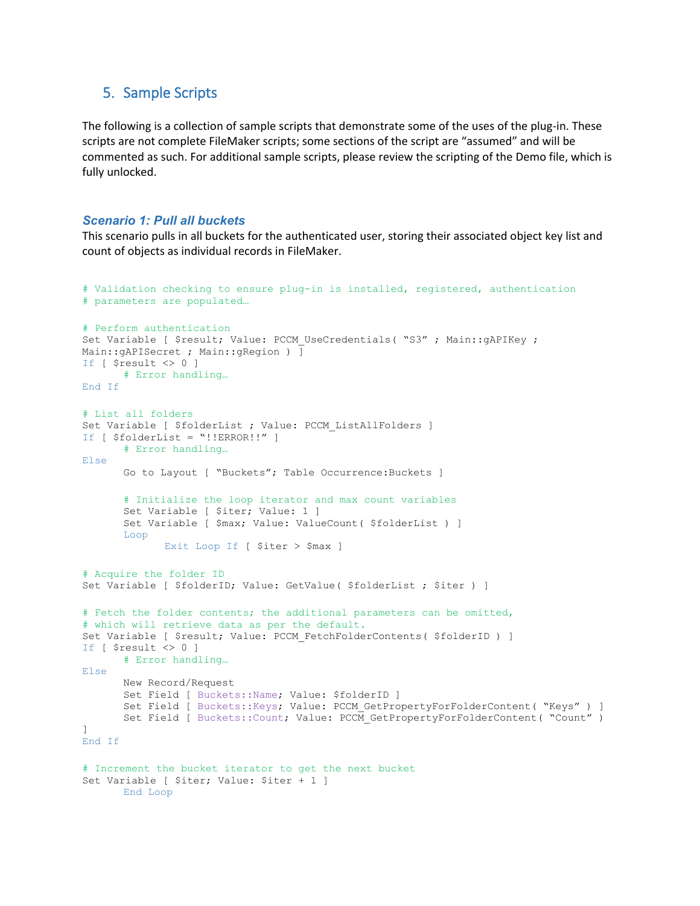## 5. Sample Scripts

The following is a collection of sample scripts that demonstrate some of the uses of the plug-in. These scripts are not complete FileMaker scripts; some sections of the script are "assumed" and will be commented as such. For additional sample scripts, please review the scripting of the Demo file, which is fully unlocked.

### *Scenario 1: Pull all buckets*

This scenario pulls in all buckets for the authenticated user, storing their associated object key list and count of objects as individual records in FileMaker.

```
# Validation checking to ensure plug-in is installed, registered, authentication
# parameters are populated…

# Perform authentication
Set Variable [ $result; Value: PCCM_UseCredentials( "S3" ; Main::gAPIKey ;
Main::gAPISecret ; Main::gRegion ) ]
If [ $result <> 0 ]
      # Error handling…
End If

# List all folders
Set Variable [ $folderList ; Value: PCCM_ListAllFolders ]
If [ $folderList = "!!ERROR!!" ]
      # Error handling…
Else
      Go to Layout [ "Buckets"; Table Occurrence:Buckets ]

      # Initialize the loop iterator and max count variables
      Set Variable [ $iter; Value: 1 ]
      Set Variable [ $max; Value: ValueCount( $folderList ) ]
      Loop
            Exit Loop If [ $iter > $max ]

# Acquire the folder ID
Set Variable [ $folderID; Value: GetValue( $folderList ; $iter ) ]

# Fetch the folder contents; the additional parameters can be omitted,
# which will retrieve data as per the default.
Set Variable [ $result; Value: PCCM_FetchFolderContents( $folderID ) ]
If [ $result <> 0 ]
      # Error handling…
Else
      New Record/Request
      Set Field [ Buckets::Name; Value: $folderID ]
      Set Field [ Buckets::Keys; Value: PCCM_GetPropertyForFolderContent( "Keys" ) ]
      Set Field [ Buckets::Count; Value: PCCM_GetPropertyForFolderContent( "Count" )
]
End If

# Increment the bucket iterator to get the next bucket
Set Variable [ $iter; Value: $iter + 1 ]
      End Loop
```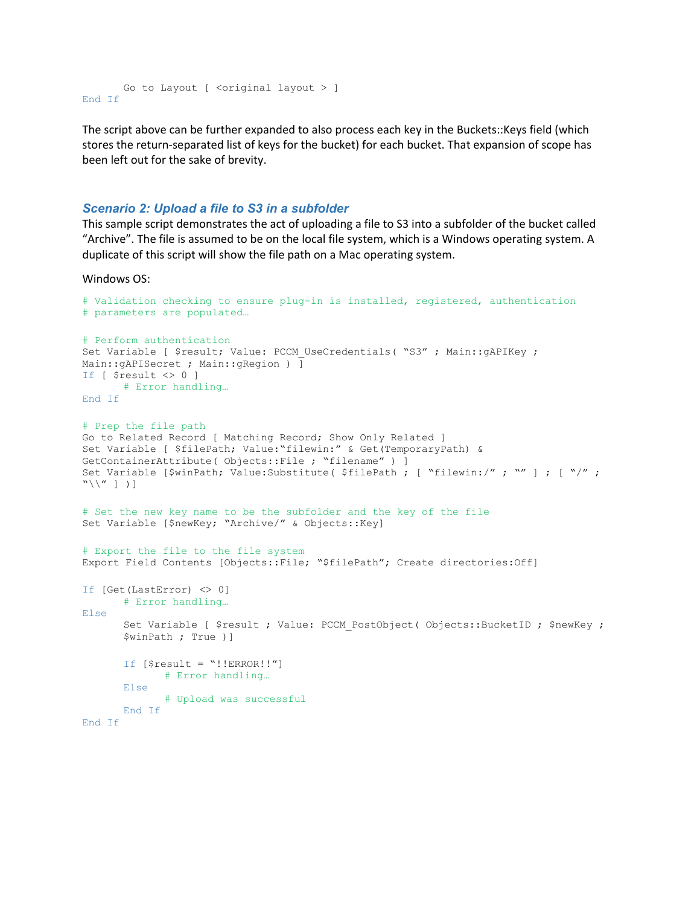```
    Go to Layout [ <original layout > ]
End If
```

The script above can be further expanded to also process each key in the Buckets::Keys field (which stores the return-separated list of keys for the bucket) for each bucket. That expansion of scope has been left out for the sake of brevity.

### *Scenario 2: Upload a file to S3 in a subfolder*

This sample script demonstrates the act of uploading a file to S3 into a subfolder of the bucket called "Archive". The file is assumed to be on the local file system, which is a Windows operating system. A duplicate of this script will show the file path on a Mac operating system.

Windows OS:

```
# Validation checking to ensure plug-in is installed, registered, authentication
# parameters are populated…

# Perform authentication
Set Variable [ $result; Value: PCCM_UseCredentials( "S3" ; Main::gAPIKey ;
Main::gAPISecret ; Main::gRegion ) ]
If [ $result <> 0 ]
    # Error handling…
End If

# Prep the file path
Go to Related Record [ Matching Record; Show Only Related ]
Set Variable [ $filePath; Value:"filewin:" & Get(TemporaryPath) &
GetContainerAttribute( Objects::File ; "filename" ) ]
Set Variable [$winPath; Value:Substitute( $filePath ; [ "filewin:/" ; "" ] ; [ "/" ;
"\\" ] )]

# Set the new key name to be the subfolder and the key of the file
Set Variable [$newKey; "Archive/" & Objects::Key]

# Export the file to the file system
Export Field Contents [Objects::File; "$filePath"; Create directories:Off]

If [Get(LastError) <> 0]
    # Error handling…
Else
    Set Variable [ $result ; Value: PCCM_PostObject( Objects::BucketID ; $newKey ;
    $winPath ; True )]

    If [$result = "!!ERROR!!"]
        # Error handling…
    Else
        # Upload was successful
    End If
End If
```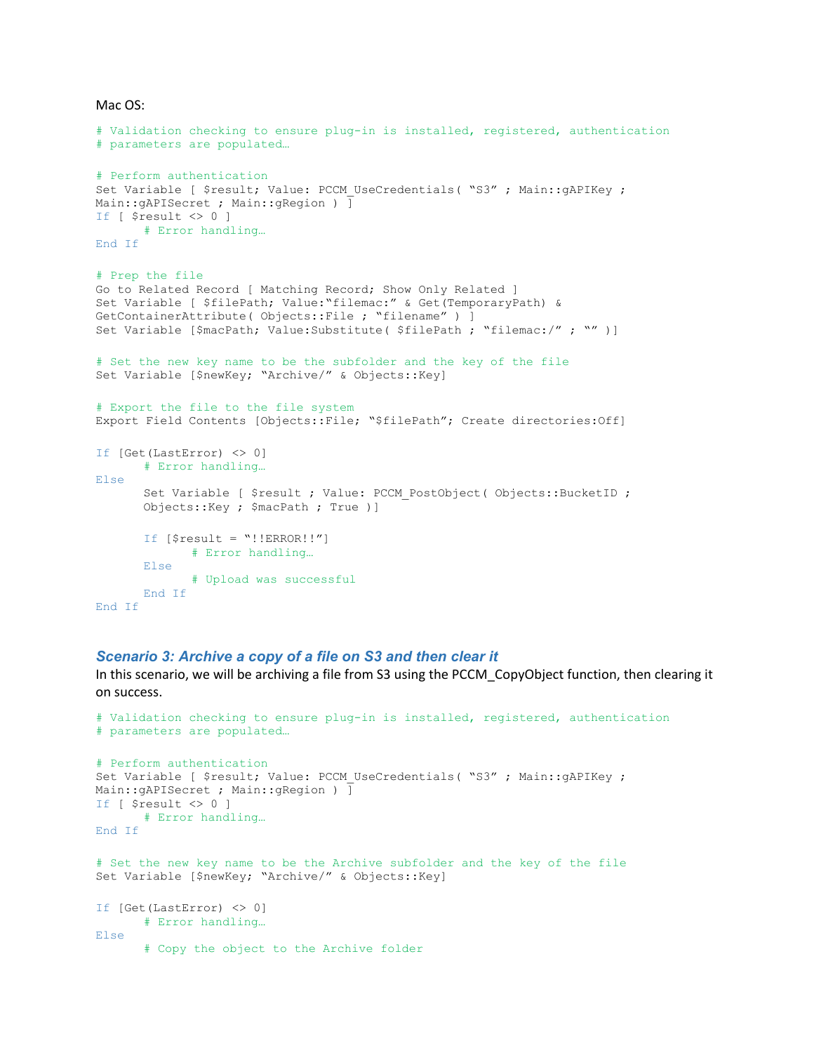Mac OS:

```
# Validation checking to ensure plug-in is installed, registered, authentication
# parameters are populated…

# Perform authentication
Set Variable [ $result; Value: PCCM_UseCredentials( “S3” ; Main::gAPIKey ;
Main::gAPISecret ; Main::gRegion ) ]
If [ $result <> 0 ]
      # Error handling…
End If

# Prep the file
Go to Related Record [ Matching Record; Show Only Related ]
Set Variable [ $filePath; Value:“filemac:” & Get(TemporaryPath) &
GetContainerAttribute( Objects::File ; “filename” ) ]
Set Variable [$macPath; Value:Substitute( $filePath ; “filemac:/” ; “” )]

# Set the new key name to be the subfolder and the key of the file
Set Variable [$newKey; “Archive/” & Objects::Key]

# Export the file to the file system
Export Field Contents [Objects::File; “$filePath”; Create directories:Off]

If [Get(LastError) <> 0]
      # Error handling…
Else
      Set Variable [ $result ; Value: PCCM_PostObject( Objects::BucketID ;
      Objects::Key ; $macPath ; True )]

      If [$result = “!!ERROR!!”]
            # Error handling…
      Else
            # Upload was successful
      End If
End If
```

### *Scenario 3: Archive a copy of a file on S3 and then clear it*

In this scenario, we will be archiving a file from S3 using the PCCM_CopyObject function, then clearing it on success.

```
# Validation checking to ensure plug-in is installed, registered, authentication
# parameters are populated…

# Perform authentication
Set Variable [ $result; Value: PCCM_UseCredentials( “S3” ; Main::gAPIKey ;
Main::gAPISecret ; Main::gRegion ) ]
If [ $result <> 0 ]
      # Error handling…
End If

# Set the new key name to be the Archive subfolder and the key of the file
Set Variable [$newKey; “Archive/” & Objects::Key]

If [Get(LastError) <> 0]
      # Error handling…
Else
      # Copy the object to the Archive folder
```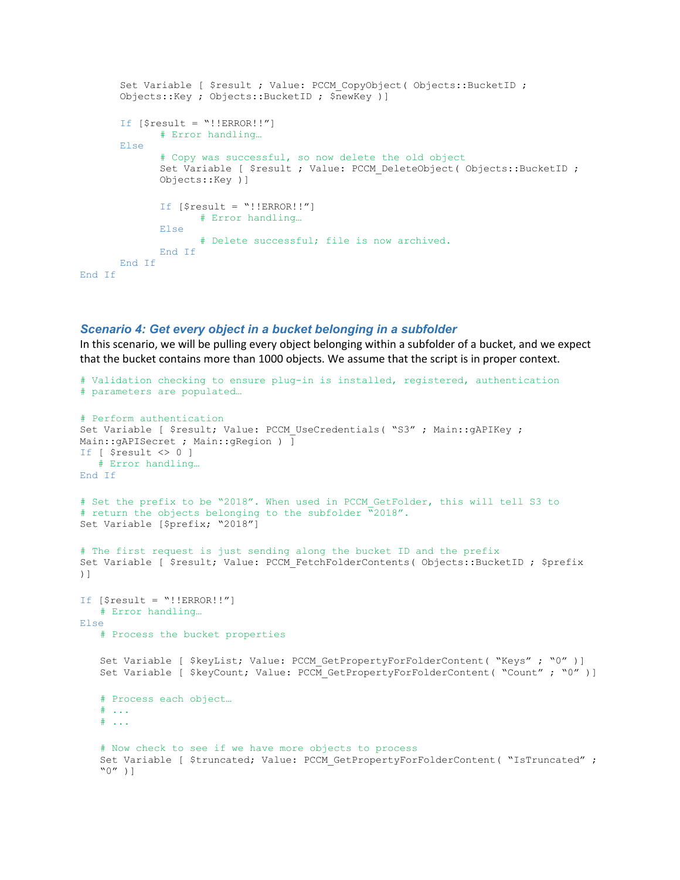```
        Set Variable [ $result ; Value: PCCM_CopyObject( Objects::BucketID ;
        Objects::Key ; Objects::BucketID ; $newKey )]

        If [$result = "!!ERROR!!"]
              # Error handling…
        Else
              # Copy was successful, so now delete the old object
              Set Variable [ $result ; Value: PCCM_DeleteObject( Objects::BucketID ;
              Objects::Key )]

              If [$result = "!!ERROR!!"]
                    # Error handling…
              Else
                    # Delete successful; file is now archived.
              End If
        End If
End If
```

### *Scenario 4: Get every object in a bucket belonging in a subfolder*

In this scenario, we will be pulling every object belonging within a subfolder of a bucket, and we expect that the bucket contains more than 1000 objects. We assume that the script is in proper context.

```
# Validation checking to ensure plug-in is installed, registered, authentication
# parameters are populated…

# Perform authentication
Set Variable [ $result; Value: PCCM_UseCredentials( "S3" ; Main::gAPIKey ;
Main::gAPISecret ; Main::gRegion ) ]
If [ $result <> 0 ]
   # Error handling…
End If

# Set the prefix to be "2018". When used in PCCM_GetFolder, this will tell S3 to
# return the objects belonging to the subfolder "2018".
Set Variable [$prefix; "2018"]

# The first request is just sending along the bucket ID and the prefix
Set Variable [ $result; Value: PCCM_FetchFolderContents( Objects::BucketID ; $prefix
)]

If [$result = "!!ERROR!!"]
   # Error handling…
Else
   # Process the bucket properties

   Set Variable [ $keyList; Value: PCCM_GetPropertyForFolderContent( "Keys" ; "0" )]
   Set Variable [ $keyCount; Value: PCCM_GetPropertyForFolderContent( "Count" ; "0" )]

   # Process each object…
   # ...
   # ...

   # Now check to see if we have more objects to process
   Set Variable [ $truncated; Value: PCCM_GetPropertyForFolderContent( "IsTruncated" ;
   "0" )]
```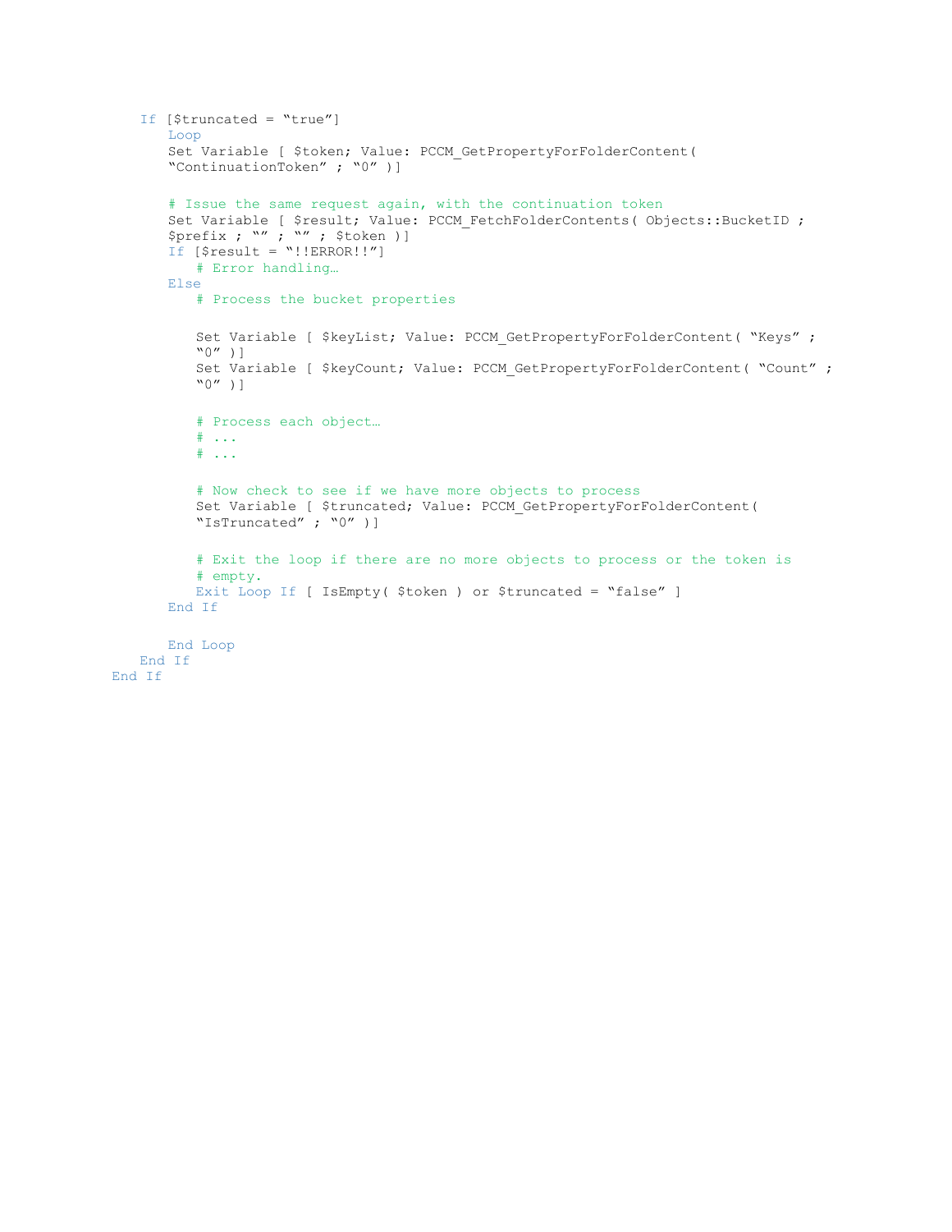```
   If [$truncated = "true"]
      Loop
      Set Variable [ $token; Value: PCCM_GetPropertyForFolderContent(
      "ContinuationToken" ; "0" )]

      # Issue the same request again, with the continuation token
      Set Variable [ $result; Value: PCCM_FetchFolderContents( Objects::BucketID ;
      $prefix ; "" ; "" ; $token )]
      If [$result = "!!ERROR!!"]
         # Error handling…
      Else
         # Process the bucket properties

         Set Variable [ $keyList; Value: PCCM_GetPropertyForFolderContent( "Keys" ;
         "0" )]
         Set Variable [ $keyCount; Value: PCCM_GetPropertyForFolderContent( "Count" ;
         "0" )]

         # Process each object…
         # ...
         # ...

         # Now check to see if we have more objects to process
         Set Variable [ $truncated; Value: PCCM_GetPropertyForFolderContent(
         "IsTruncated" ; "0" )]

         # Exit the loop if there are no more objects to process or the token is
         # empty.
         Exit Loop If [ IsEmpty( $token ) or $truncated = "false" ]
      End If

      End Loop
   End If
End If
```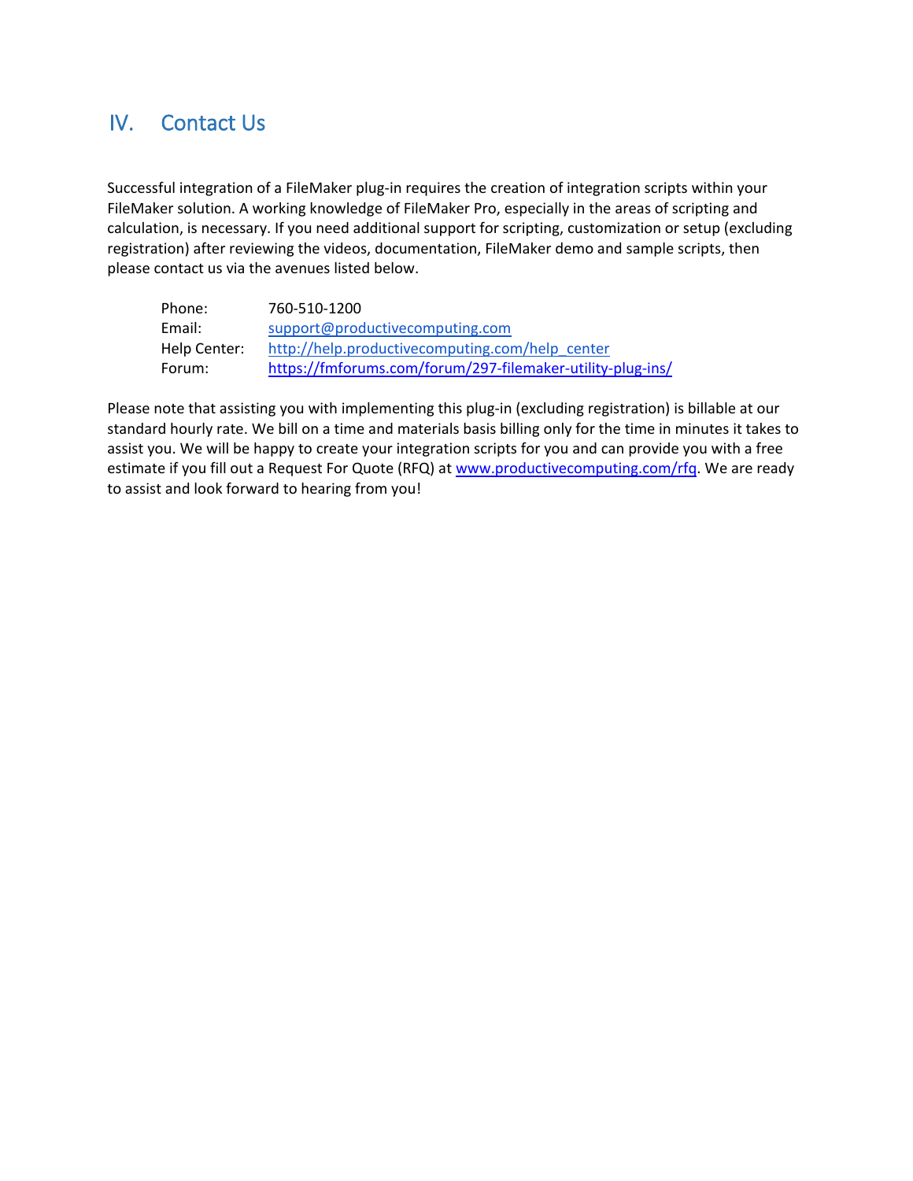# IV. Contact Us

Successful integration of a FileMaker plug-in requires the creation of integration scripts within your FileMaker solution. A working knowledge of FileMaker Pro, especially in the areas of scripting and calculation, is necessary. If you need additional support for scripting, customization or setup (excluding registration) after reviewing the videos, documentation, FileMaker demo and sample scripts, then please contact us via the avenues listed below.

| | |
|---|---|
| Phone: | 760-510-1200 |
| Email: | support@productivecomputing.com |
| Help Center: | http://help.productivecomputing.com/help_center |
| Forum: | https://fmforums.com/forum/297-filemaker-utility-plug-ins/ |

Please note that assisting you with implementing this plug-in (excluding registration) is billable at our standard hourly rate. We bill on a time and materials basis billing only for the time in minutes it takes to assist you. We will be happy to create your integration scripts for you and can provide you with a free estimate if you fill out a Request For Quote (RFQ) at www.productivecomputing.com/rfq. We are ready to assist and look forward to hearing from you!